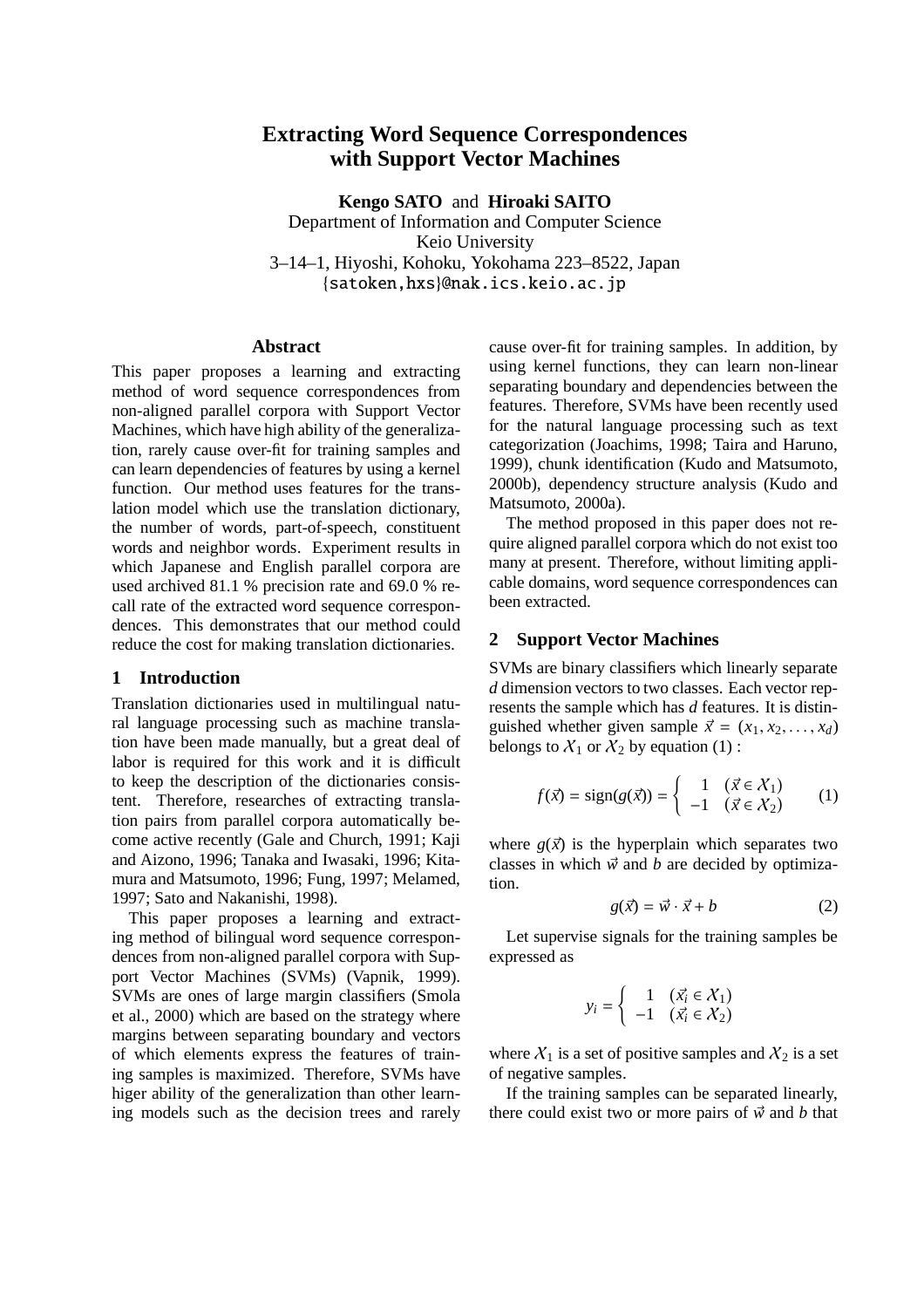# Extracting Word Sequence Correspondences with Support Vector Machines

**Kengo SATO** and **Hiroaki SAITO**
Department of Information and Computer Science
Keio University
3–14–1, Hiyoshi, Kohoku, Yokohama 223–8522, Japan
{satoken,hxs}@nak.ics.keio.ac.jp

## Abstract

This paper proposes a learning and extracting method of word sequence correspondences from non-aligned parallel corpora with Support Vector Machines, which have high ability of the generalization, rarely cause over-fit for training samples and can learn dependencies of features by using a kernel function. Our method uses features for the translation model which use the translation dictionary, the number of words, part-of-speech, constituent words and neighbor words. Experiment results in which Japanese and English parallel corpora are used archived 81.1 % precision rate and 69.0 % recall rate of the extracted word sequence correspondences. This demonstrates that our method could reduce the cost for making translation dictionaries.

## 1 Introduction

Translation dictionaries used in multilingual natural language processing such as machine translation have been made manually, but a great deal of labor is required for this work and it is difficult to keep the description of the dictionaries consistent. Therefore, researches of extracting translation pairs from parallel corpora automatically become active recently (Gale and Church, 1991; Kaji and Aizono, 1996; Tanaka and Iwasaki, 1996; Kitamura and Matsumoto, 1996; Fung, 1997; Melamed, 1997; Sato and Nakanishi, 1998).

This paper proposes a learning and extracting method of bilingual word sequence correspondences from non-aligned parallel corpora with Support Vector Machines (SVMs) (Vapnik, 1999). SVMs are ones of large margin classifiers (Smola et al., 2000) which are based on the strategy where margins between separating boundary and vectors of which elements express the features of training samples is maximized. Therefore, SVMs have higer ability of the generalization than other learning models such as the decision trees and rarely cause over-fit for training samples. In addition, by using kernel functions, they can learn non-linear separating boundary and dependencies between the features. Therefore, SVMs have been recently used for the natural language processing such as text categorization (Joachims, 1998; Taira and Haruno, 1999), chunk identification (Kudo and Matsumoto, 2000b), dependency structure analysis (Kudo and Matsumoto, 2000a).

The method proposed in this paper does not require aligned parallel corpora which do not exist too many at present. Therefore, without limiting applicable domains, word sequence correspondences can been extracted.

## 2 Support Vector Machines

SVMs are binary classifiers which linearly separate $d$ dimension vectors to two classes. Each vector represents the sample which has $d$ features. It is distinguished whether given sample $\vec{x} = (x_1, x_2, \ldots, x_d)$ belongs to $\mathcal{X}_1$ or $\mathcal{X}_2$ by equation (1) :

$$f(\vec{x}) = \text{sign}(g(\vec{x})) = \begin{cases} 1 & (\vec{x} \in \mathcal{X}_1) \\ -1 & (\vec{x} \in \mathcal{X}_2) \end{cases} \tag{1}$$

where $g(\vec{x})$ is the hyperplain which separates two classes in which $\vec{w}$ and $b$ are decided by optimization.

$$g(\vec{x}) = \vec{w} \cdot \vec{x} + b \tag{2}$$

Let supervise signals for the training samples be expressed as

$$y_i = \begin{cases} 1 & (\vec{x_i} \in \mathcal{X}_1) \\ -1 & (\vec{x_i} \in \mathcal{X}_2) \end{cases}$$

where $\mathcal{X}_1$ is a set of positive samples and $\mathcal{X}_2$ is a set of negative samples.

If the training samples can be separated linearly, there could exist two or more pairs of $\vec{w}$ and $b$ that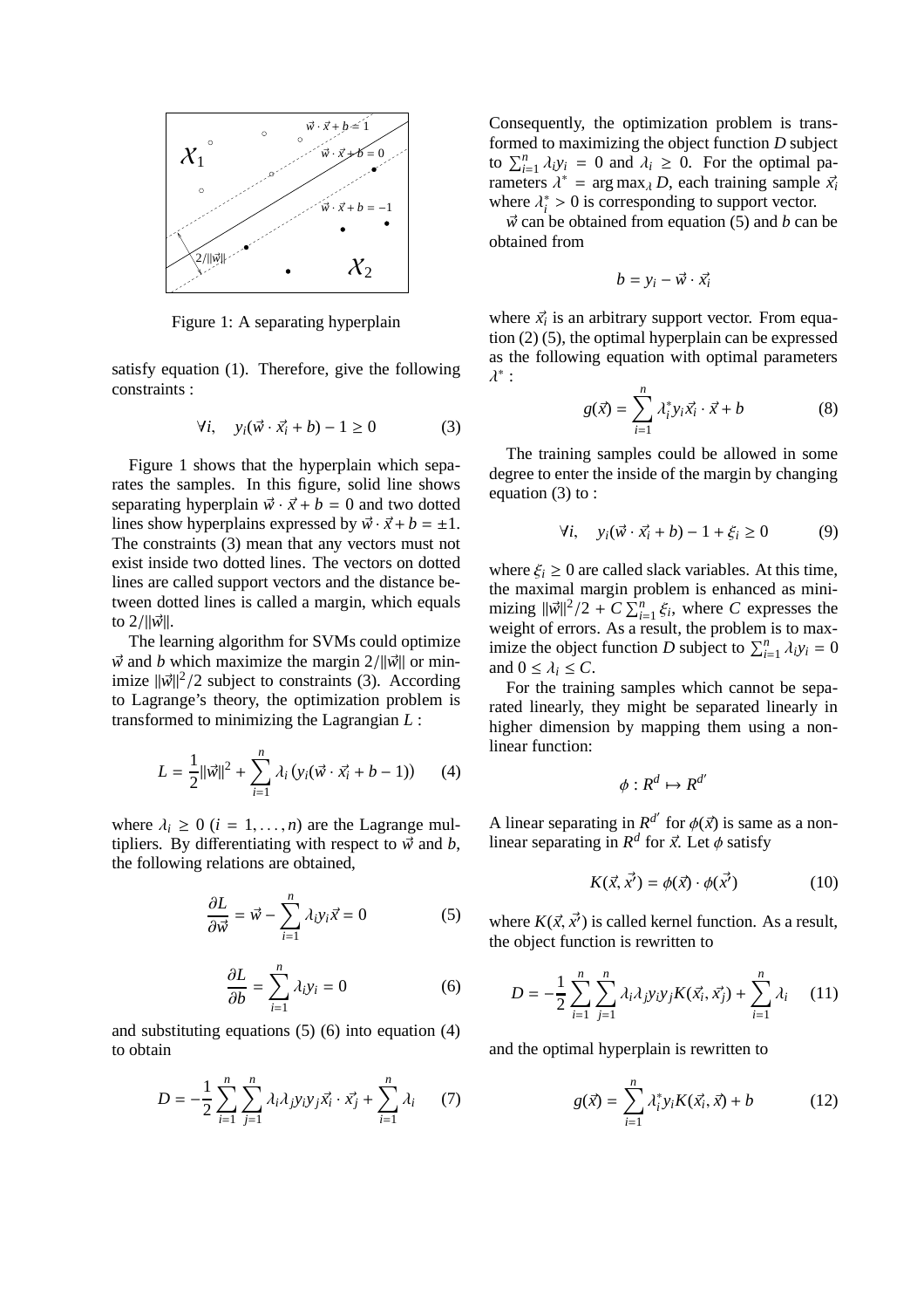Figure 1: A separating hyperplain

satisfy equation (1). Therefore, give the following constraints :

$$\forall i, \quad y_i(\vec{w} \cdot \vec{x_i} + b) - 1 \geq 0 \tag{3}$$

Figure 1 shows that the hyperplain which separates the samples. In this figure, solid line shows separating hyperplain $\vec{w} \cdot \vec{x} + b = 0$ and two dotted lines show hyperplains expressed by $\vec{w} \cdot \vec{x} + b = \pm 1$. The constraints (3) mean that any vectors must not exist inside two dotted lines. The vectors on dotted lines are called support vectors and the distance between dotted lines is called a margin, which equals to $2/\|\vec{w}\|$.

The learning algorithm for SVMs could optimize $\vec{w}$ and $b$ which maximize the margin $2/\|\vec{w}\|$ or minimize $\|\vec{w}\|^2/2$ subject to constraints (3). According to Lagrange's theory, the optimization problem is transformed to minimizing the Lagrangian $L$ :

$$L = \frac{1}{2}\|\vec{w}\|^2 + \sum_{i=1}^{n} \lambda_i \left(y_i(\vec{w} \cdot \vec{x_i} + b - 1)\right) \tag{4}$$

where $\lambda_i \geq 0$ $(i = 1, \ldots, n)$ are the Lagrange multipliers. By differentiating with respect to $\vec{w}$ and $b$, the following relations are obtained,

$$\frac{\partial L}{\partial \vec{w}} = \vec{w} - \sum_{i=1}^{n} \lambda_i y_i \vec{x} = 0 \tag{5}$$

$$\frac{\partial L}{\partial b} = \sum_{i=1}^{n} \lambda_i y_i = 0 \tag{6}$$

and substituting equations (5) (6) into equation (4) to obtain

$$D = -\frac{1}{2}\sum_{i=1}^{n}\sum_{j=1}^{n} \lambda_i \lambda_j y_i y_j \vec{x_i} \cdot \vec{x_j} + \sum_{i=1}^{n} \lambda_i \tag{7}$$

Consequently, the optimization problem is transformed to maximizing the object function $D$ subject to $\sum_{i=1}^{n} \lambda_i y_i = 0$ and $\lambda_i \geq 0$. For the optimal parameters $\lambda^* = \arg\max_\lambda D$, each training sample $\vec{x_i}$ where $\lambda_i^* > 0$ is corresponding to support vector.

$\vec{w}$ can be obtained from equation (5) and $b$ can be obtained from

$$b = y_i - \vec{w} \cdot \vec{x_i}$$

where $\vec{x_i}$ is an arbitrary support vector. From equation (2) (5), the optimal hyperplain can be expressed as the following equation with optimal parameters $\lambda^*$ :

$$g(\vec{x}) = \sum_{i=1}^{n} \lambda_i^* y_i \vec{x_i} \cdot \vec{x} + b \tag{8}$$

The training samples could be allowed in some degree to enter the inside of the margin by changing equation (3) to :

$$\forall i, \quad y_i(\vec{w} \cdot \vec{x_i} + b) - 1 + \xi_i \geq 0 \tag{9}$$

where $\xi_i \geq 0$ are called slack variables. At this time, the maximal margin problem is enhanced as minimizing $\|\vec{w}\|^2/2 + C\sum_{i=1}^{n} \xi_i$, where $C$ expresses the weight of errors. As a result, the problem is to maximize the object function $D$ subject to $\sum_{i=1}^{n} \lambda_i y_i = 0$ and $0 \leq \lambda_i \leq C$.

For the training samples which cannot be separated linearly, they might be separated linearly in higher dimension by mapping them using a nonlinear function:

$$\phi : R^d \mapsto R^{d'}$$

A linear separating in $R^{d'}$ for $\phi(\vec{x})$ is same as a nonlinear separating in $R^d$ for $\vec{x}$. Let $\phi$ satisfy

$$K(\vec{x}, \vec{x'}) = \phi(\vec{x}) \cdot \phi(\vec{x'}) \tag{10}$$

where $K(\vec{x}, \vec{x'})$ is called kernel function. As a result, the object function is rewritten to

$$D = -\frac{1}{2}\sum_{i=1}^{n}\sum_{j=1}^{n} \lambda_i \lambda_j y_i y_j K(\vec{x_i}, \vec{x_j}) + \sum_{i=1}^{n} \lambda_i \tag{11}$$

and the optimal hyperplain is rewritten to

$$g(\vec{x}) = \sum_{i=1}^{n} \lambda_i^* y_i K(\vec{x_i}, \vec{x}) + b \tag{12}$$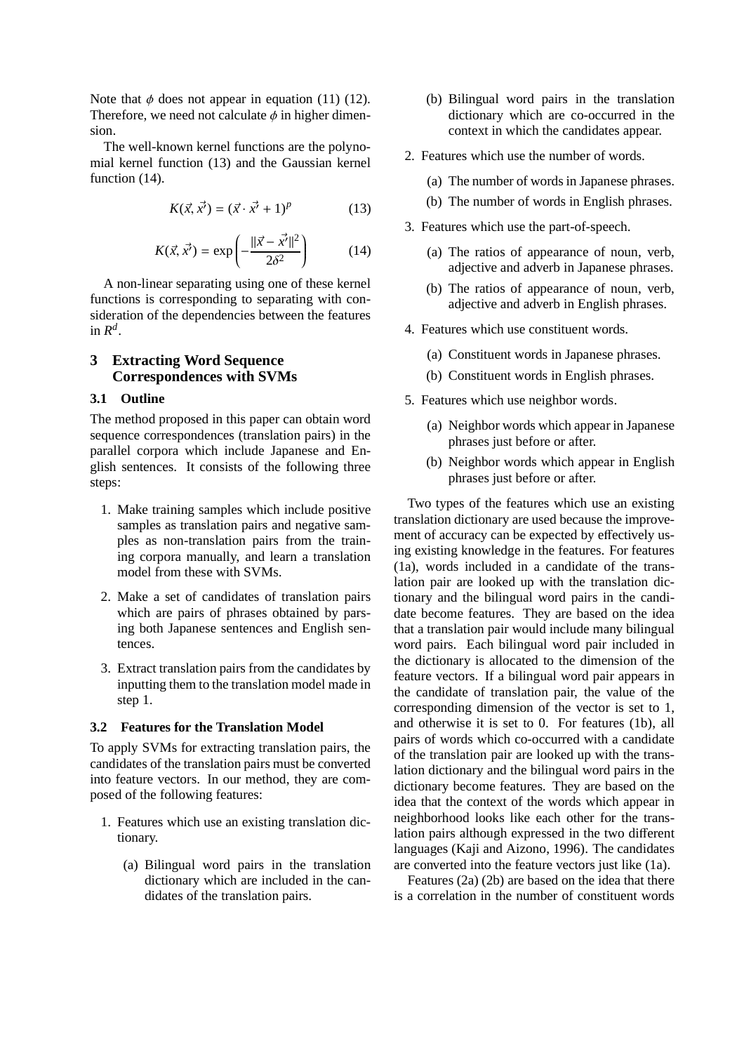Note that $\phi$ does not appear in equation (11) (12). Therefore, we need not calculate $\phi$ in higher dimension.

The well-known kernel functions are the polynomial kernel function (13) and the Gaussian kernel function (14).

$$K(\vec{x}, \vec{x'}) = (\vec{x} \cdot \vec{x'} + 1)^p \tag{13}$$

$$K(\vec{x}, \vec{x'}) = \exp\left(-\frac{\|\vec{x} - \vec{x'}\|^2}{2\delta^2}\right) \tag{14}$$

A non-linear separating using one of these kernel functions is corresponding to separating with consideration of the dependencies between the features in $R^d$.

## 3 Extracting Word Sequence Correspondences with SVMs

### 3.1 Outline

The method proposed in this paper can obtain word sequence correspondences (translation pairs) in the parallel corpora which include Japanese and English sentences. It consists of the following three steps:

1. Make training samples which include positive samples as translation pairs and negative samples as non-translation pairs from the training corpora manually, and learn a translation model from these with SVMs.
2. Make a set of candidates of translation pairs which are pairs of phrases obtained by parsing both Japanese sentences and English sentences.
3. Extract translation pairs from the candidates by inputting them to the translation model made in step 1.

### 3.2 Features for the Translation Model

To apply SVMs for extracting translation pairs, the candidates of the translation pairs must be converted into feature vectors. In our method, they are composed of the following features:

1. Features which use an existing translation dictionary.
   (a) Bilingual word pairs in the translation dictionary which are included in the candidates of the translation pairs.
   (b) Bilingual word pairs in the translation dictionary which are co-occurred in the context in which the candidates appear.
2. Features which use the number of words.
   (a) The number of words in Japanese phrases.
   (b) The number of words in English phrases.
3. Features which use the part-of-speech.
   (a) The ratios of appearance of noun, verb, adjective and adverb in Japanese phrases.
   (b) The ratios of appearance of noun, verb, adjective and adverb in English phrases.
4. Features which use constituent words.
   (a) Constituent words in Japanese phrases.
   (b) Constituent words in English phrases.
5. Features which use neighbor words.
   (a) Neighbor words which appear in Japanese phrases just before or after.
   (b) Neighbor words which appear in English phrases just before or after.

Two types of the features which use an existing translation dictionary are used because the improvement of accuracy can be expected by effectively using existing knowledge in the features. For features (1a), words included in a candidate of the translation pair are looked up with the translation dictionary and the bilingual word pairs in the candidate become features. They are based on the idea that a translation pair would include many bilingual word pairs. Each bilingual word pair included in the dictionary is allocated to the dimension of the feature vectors. If a bilingual word pair appears in the candidate of translation pair, the value of the corresponding dimension of the vector is set to 1, and otherwise it is set to 0. For features (1b), all pairs of words which co-occurred with a candidate of the translation pair are looked up with the translation dictionary and the bilingual word pairs in the dictionary become features. They are based on the idea that the context of the words which appear in neighborhood looks like each other for the translation pairs although expressed in the two different languages (Kaji and Aizono, 1996). The candidates are converted into the feature vectors just like (1a).

Features (2a) (2b) are based on the idea that there is a correlation in the number of constituent words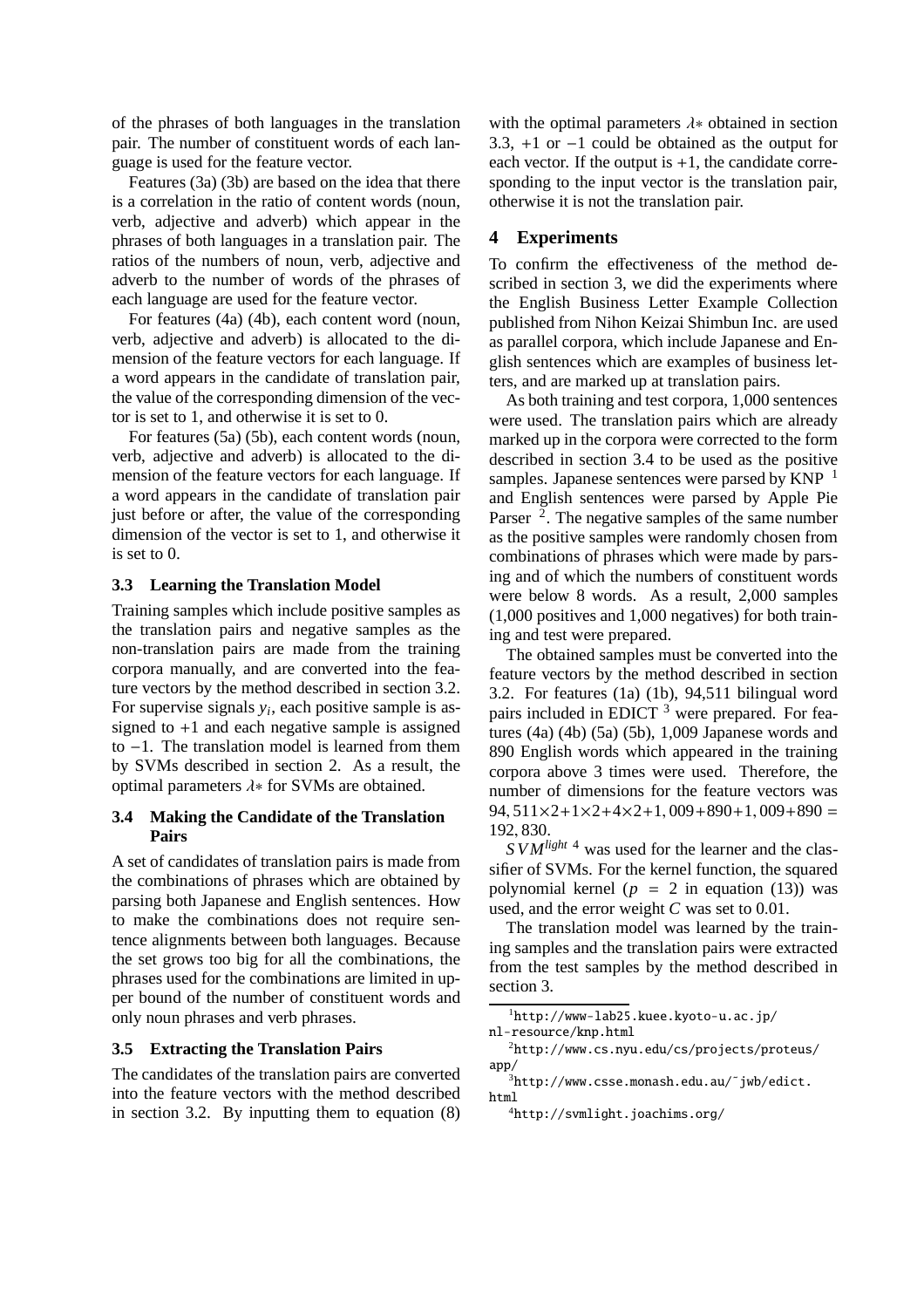of the phrases of both languages in the translation pair. The number of constituent words of each language is used for the feature vector.

Features (3a) (3b) are based on the idea that there is a correlation in the ratio of content words (noun, verb, adjective and adverb) which appear in the phrases of both languages in a translation pair. The ratios of the numbers of noun, verb, adjective and adverb to the number of words of the phrases of each language are used for the feature vector.

For features (4a) (4b), each content word (noun, verb, adjective and adverb) is allocated to the dimension of the feature vectors for each language. If a word appears in the candidate of translation pair, the value of the corresponding dimension of the vector is set to 1, and otherwise it is set to 0.

For features (5a) (5b), each content words (noun, verb, adjective and adverb) is allocated to the dimension of the feature vectors for each language. If a word appears in the candidate of translation pair just before or after, the value of the corresponding dimension of the vector is set to 1, and otherwise it is set to 0.

### 3.3 Learning the Translation Model

Training samples which include positive samples as the translation pairs and negative samples as the non-translation pairs are made from the training corpora manually, and are converted into the feature vectors by the method described in section 3.2. For supervise signals $y_i$, each positive sample is assigned to $+1$ and each negative sample is assigned to $-1$. The translation model is learned from them by SVMs described in section 2. As a result, the optimal parameters $\lambda*$ for SVMs are obtained.

### 3.4 Making the Candidate of the Translation Pairs

A set of candidates of translation pairs is made from the combinations of phrases which are obtained by parsing both Japanese and English sentences. How to make the combinations does not require sentence alignments between both languages. Because the set grows too big for all the combinations, the phrases used for the combinations are limited in upper bound of the number of constituent words and only noun phrases and verb phrases.

### 3.5 Extracting the Translation Pairs

The candidates of the translation pairs are converted into the feature vectors with the method described in section 3.2. By inputting them to equation (8) with the optimal parameters $\lambda*$ obtained in section 3.3, $+1$ or $-1$ could be obtained as the output for each vector. If the output is $+1$, the candidate corresponding to the input vector is the translation pair, otherwise it is not the translation pair.

## 4 Experiments

To confirm the effectiveness of the method described in section 3, we did the experiments where the English Business Letter Example Collection published from Nihon Keizai Shimbun Inc. are used as parallel corpora, which include Japanese and English sentences which are examples of business letters, and are marked up at translation pairs.

As both training and test corpora, 1,000 sentences were used. The translation pairs which are already marked up in the corpora were corrected to the form described in section 3.4 to be used as the positive samples. Japanese sentences were parsed by KNP [1] and English sentences were parsed by Apple Pie Parser [2]. The negative samples of the same number as the positive samples were randomly chosen from combinations of phrases which were made by parsing and of which the numbers of constituent words were below 8 words. As a result, 2,000 samples (1,000 positives and 1,000 negatives) for both training and test were prepared.

The obtained samples must be converted into the feature vectors by the method described in section 3.2. For features (1a) (1b), 94,511 bilingual word pairs included in EDICT [3] were prepared. For features (4a) (4b) (5a) (5b), 1,009 Japanese words and 890 English words which appeared in the training corpora above 3 times were used. Therefore, the number of dimensions for the feature vectors was $94,511\times2+1\times2+4\times2+1,009+890+1,009+890 = 192,830$.

$SVM^{light}$ [4] was used for the learner and the classifier of SVMs. For the kernel function, the squared polynomial kernel ($p = 2$ in equation (13)) was used, and the error weight $C$ was set to 0.01.

The translation model was learned by the training samples and the translation pairs were extracted from the test samples by the method described in section 3.

[1] http://www-lab25.kuee.kyoto-u.ac.jp/nl-resource/knp.html

[2] http://www.cs.nyu.edu/cs/projects/proteus/app/

[3] http://www.csse.monash.edu.au/~jwb/edict.html

[4] http://svmlight.joachims.org/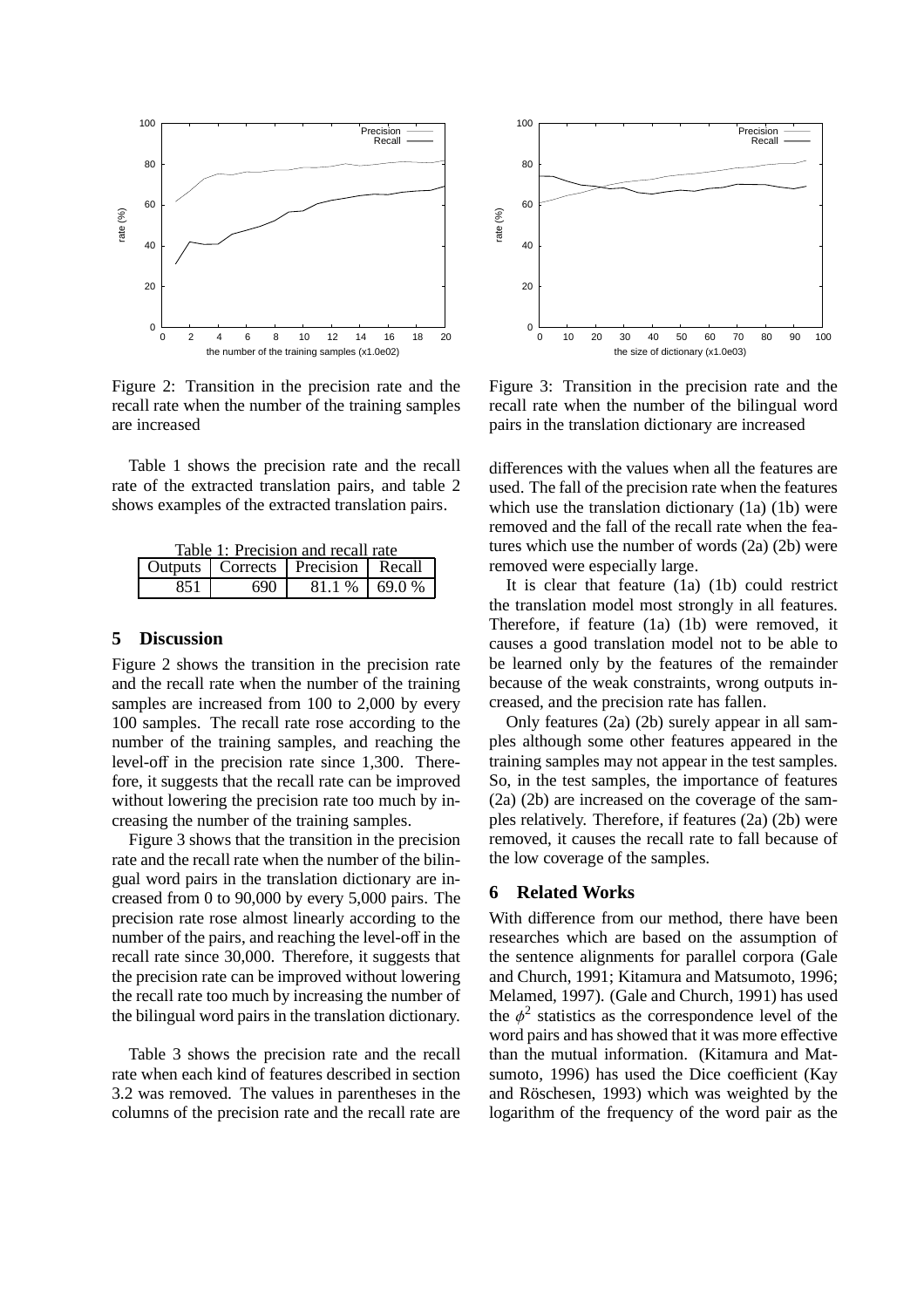Figure 2: Transition in the precision rate and the recall rate when the number of the training samples are increased

Figure 3: Transition in the precision rate and the recall rate when the number of the bilingual word pairs in the translation dictionary are increased

Table 1 shows the precision rate and the recall rate of the extracted translation pairs, and table 2 shows examples of the extracted translation pairs.

Table 1: Precision and recall rate

| Outputs | Corrects | Precision | Recall |
|---|---|---|---|
| 851 | 690 | 81.1 % | 69.0 % |

## 5 Discussion

Figure 2 shows the transition in the precision rate and the recall rate when the number of the training samples are increased from 100 to 2,000 by every 100 samples. The recall rate rose according to the number of the training samples, and reaching the level-off in the precision rate since 1,300. Therefore, it suggests that the recall rate can be improved without lowering the precision rate too much by increasing the number of the training samples.

Figure 3 shows that the transition in the precision rate and the recall rate when the number of the bilingual word pairs in the translation dictionary are increased from 0 to 90,000 by every 5,000 pairs. The precision rate rose almost linearly according to the number of the pairs, and reaching the level-off in the recall rate since 30,000. Therefore, it suggests that the precision rate can be improved without lowering the recall rate too much by increasing the number of the bilingual word pairs in the translation dictionary.

Table 3 shows the precision rate and the recall rate when each kind of features described in section 3.2 was removed. The values in parentheses in the columns of the precision rate and the recall rate are differences with the values when all the features are used. The fall of the precision rate when the features which use the translation dictionary (1a) (1b) were removed and the fall of the recall rate when the features which use the number of words (2a) (2b) were removed were especially large.

It is clear that feature (1a) (1b) could restrict the translation model most strongly in all features. Therefore, if feature (1a) (1b) were removed, it causes a good translation model not to be able to be learned only by the features of the remainder because of the weak constraints, wrong outputs increased, and the precision rate has fallen.

Only features (2a) (2b) surely appear in all samples although some other features appeared in the training samples may not appear in the test samples. So, in the test samples, the importance of features (2a) (2b) are increased on the coverage of the samples relatively. Therefore, if features (2a) (2b) were removed, it causes the recall rate to fall because of the low coverage of the samples.

## 6 Related Works

With difference from our method, there have been researches which are based on the assumption of the sentence alignments for parallel corpora (Gale and Church, 1991; Kitamura and Matsumoto, 1996; Melamed, 1997). (Gale and Church, 1991) has used the $\phi^2$ statistics as the correspondence level of the word pairs and has showed that it was more effective than the mutual information. (Kitamura and Matsumoto, 1996) has used the Dice coefficient (Kay and Röschesen, 1993) which was weighted by the logarithm of the frequency of the word pair as the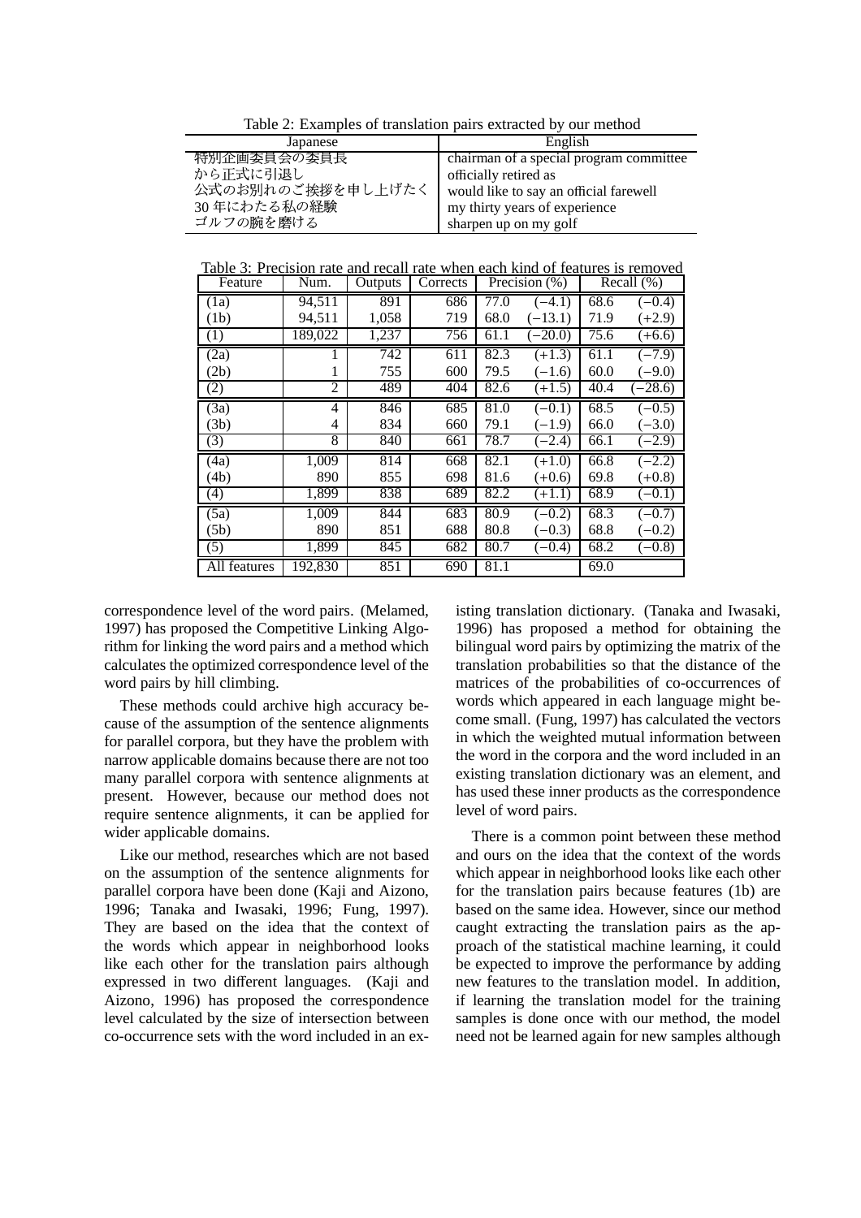Table 2: Examples of translation pairs extracted by our method

| Japanese | English |
|---|---|
| 特別企画委員会の委員長 | chairman of a special program committee |
| から正式に引退し | officially retired as |
| 公式のお別れのご挨拶を申し上げたく | would like to say an official farewell |
| 30 年にわたる私の経験 | my thirty years of experience |
| ゴルフの腕を磨ける | sharpen up on my golf |

Table 3: Precision rate and recall rate when each kind of features is removed

| Feature | Num. | Outputs | Corrects | Precision (%) | | Recall (%) | |
|---|---|---|---|---|---|---|---|
| (1a) | 94,511 | 891 | 686 | 77.0 | (−4.1) | 68.6 | (−0.4) |
| (1b) | 94,511 | 1,058 | 719 | 68.0 | (−13.1) | 71.9 | (+2.9) |
| (1) | 189,022 | 1,237 | 756 | 61.1 | (−20.0) | 75.6 | (+6.6) |
| (2a) | 1 | 742 | 611 | 82.3 | (+1.3) | 61.1 | (−7.9) |
| (2b) | 1 | 755 | 600 | 79.5 | (−1.6) | 60.0 | (−9.0) |
| (2) | 2 | 489 | 404 | 82.6 | (+1.5) | 40.4 | (−28.6) |
| (3a) | 4 | 846 | 685 | 81.0 | (−0.1) | 68.5 | (−0.5) |
| (3b) | 4 | 834 | 660 | 79.1 | (−1.9) | 66.0 | (−3.0) |
| (3) | 8 | 840 | 661 | 78.7 | (−2.4) | 66.1 | (−2.9) |
| (4a) | 1,009 | 814 | 668 | 82.1 | (+1.0) | 66.8 | (−2.2) |
| (4b) | 890 | 855 | 698 | 81.6 | (+0.6) | 69.8 | (+0.8) |
| (4) | 1,899 | 838 | 689 | 82.2 | (+1.1) | 68.9 | (−0.1) |
| (5a) | 1,009 | 844 | 683 | 80.9 | (−0.2) | 68.3 | (−0.7) |
| (5b) | 890 | 851 | 688 | 80.8 | (−0.3) | 68.8 | (−0.2) |
| (5) | 1,899 | 845 | 682 | 80.7 | (−0.4) | 68.2 | (−0.8) |
| All features | 192,830 | 851 | 690 | 81.1 | | 69.0 | |

correspondence level of the word pairs. (Melamed, 1997) has proposed the Competitive Linking Algorithm for linking the word pairs and a method which calculates the optimized correspondence level of the word pairs by hill climbing.

These methods could archive high accuracy because of the assumption of the sentence alignments for parallel corpora, but they have the problem with narrow applicable domains because there are not too many parallel corpora with sentence alignments at present. However, because our method does not require sentence alignments, it can be applied for wider applicable domains.

Like our method, researches which are not based on the assumption of the sentence alignments for parallel corpora have been done (Kaji and Aizono, 1996; Tanaka and Iwasaki, 1996; Fung, 1997). They are based on the idea that the context of the words which appear in neighborhood looks like each other for the translation pairs although expressed in two different languages. (Kaji and Aizono, 1996) has proposed the correspondence level calculated by the size of intersection between co-occurrence sets with the word included in an existing translation dictionary. (Tanaka and Iwasaki, 1996) has proposed a method for obtaining the bilingual word pairs by optimizing the matrix of the translation probabilities so that the distance of the matrices of the probabilities of co-occurrences of words which appeared in each language might become small. (Fung, 1997) has calculated the vectors in which the weighted mutual information between the word in the corpora and the word included in an existing translation dictionary was an element, and has used these inner products as the correspondence level of word pairs.

There is a common point between these method and ours on the idea that the context of the words which appear in neighborhood looks like each other for the translation pairs because features (1b) are based on the same idea. However, since our method caught extracting the translation pairs as the approach of the statistical machine learning, it could be expected to improve the performance by adding new features to the translation model. In addition, if learning the translation model for the training samples is done once with our method, the model need not be learned again for new samples although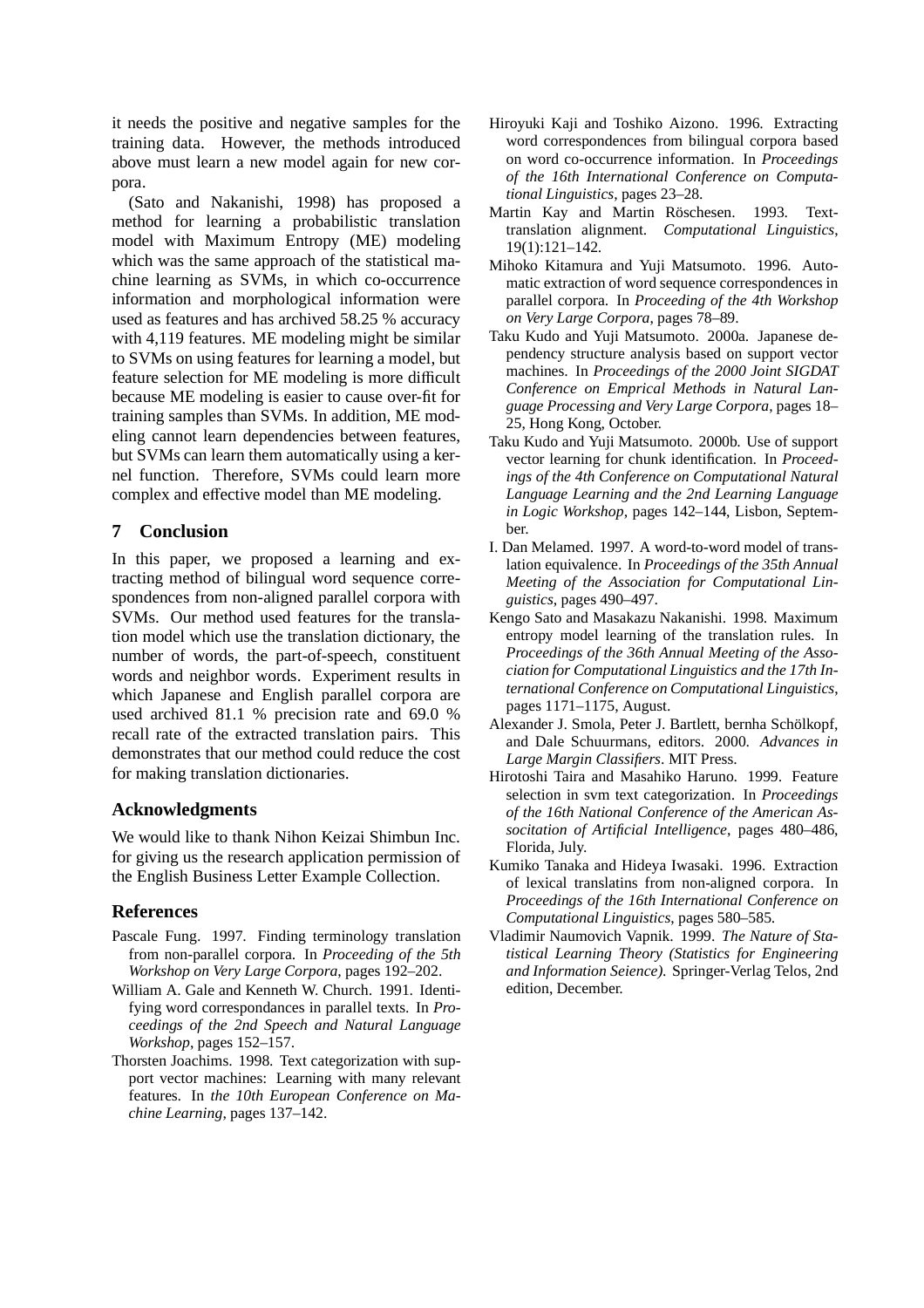it needs the positive and negative samples for the training data. However, the methods introduced above must learn a new model again for new corpora.

(Sato and Nakanishi, 1998) has proposed a method for learning a probabilistic translation model with Maximum Entropy (ME) modeling which was the same approach of the statistical machine learning as SVMs, in which co-occurrence information and morphological information were used as features and has archived 58.25 % accuracy with 4,119 features. ME modeling might be similar to SVMs on using features for learning a model, but feature selection for ME modeling is more difficult because ME modeling is easier to cause over-fit for training samples than SVMs. In addition, ME modeling cannot learn dependencies between features, but SVMs can learn them automatically using a kernel function. Therefore, SVMs could learn more complex and effective model than ME modeling.

## 7 Conclusion

In this paper, we proposed a learning and extracting method of bilingual word sequence correspondences from non-aligned parallel corpora with SVMs. Our method used features for the translation model which use the translation dictionary, the number of words, the part-of-speech, constituent words and neighbor words. Experiment results in which Japanese and English parallel corpora are used archived 81.1 % precision rate and 69.0 % recall rate of the extracted translation pairs. This demonstrates that our method could reduce the cost for making translation dictionaries.

## Acknowledgments

We would like to thank Nihon Keizai Shimbun Inc. for giving us the research application permission of the English Business Letter Example Collection.

## References

Pascale Fung. 1997. Finding terminology translation from non-parallel corpora. In *Proceeding of the 5th Workshop on Very Large Corpora*, pages 192–202.

William A. Gale and Kenneth W. Church. 1991. Identifying word correspondances in parallel texts. In *Proceedings of the 2nd Speech and Natural Language Workshop*, pages 152–157.

Thorsten Joachims. 1998. Text categorization with support vector machines: Learning with many relevant features. In *the 10th European Conference on Machine Learning*, pages 137–142.

Hiroyuki Kaji and Toshiko Aizono. 1996. Extracting word correspondences from bilingual corpora based on word co-occurrence information. In *Proceedings of the 16th International Conference on Computational Linguistics*, pages 23–28.

Martin Kay and Martin Röschesen. 1993. Text-translation alignment. *Computational Linguistics*, 19(1):121–142.

Mihoko Kitamura and Yuji Matsumoto. 1996. Automatic extraction of word sequence correspondences in parallel corpora. In *Proceeding of the 4th Workshop on Very Large Corpora*, pages 78–89.

Taku Kudo and Yuji Matsumoto. 2000a. Japanese dependency structure analysis based on support vector machines. In *Proceedings of the 2000 Joint SIGDAT Conference on Emprical Methods in Natural Language Processing and Very Large Corpora*, pages 18–25, Hong Kong, October.

Taku Kudo and Yuji Matsumoto. 2000b. Use of support vector learning for chunk identification. In *Proceedings of the 4th Conference on Computational Natural Language Learning and the 2nd Learning Language in Logic Workshop*, pages 142–144, Lisbon, September.

I. Dan Melamed. 1997. A word-to-word model of translation equivalence. In *Proceedings of the 35th Annual Meeting of the Association for Computational Linguistics*, pages 490–497.

Kengo Sato and Masakazu Nakanishi. 1998. Maximum entropy model learning of the translation rules. In *Proceedings of the 36th Annual Meeting of the Association for Computational Linguistics and the 17th International Conference on Computational Linguistics*, pages 1171–1175, August.

Alexander J. Smola, Peter J. Bartlett, bernha Schölkopf, and Dale Schuurmans, editors. 2000. *Advances in Large Margin Classifiers*. MIT Press.

Hirotoshi Taira and Masahiko Haruno. 1999. Feature selection in svm text categorization. In *Proceedings of the 16th National Conference of the American AssocItation of Artificial Intelligence*, pages 480–486, Florida, July.

Kumiko Tanaka and Hideya Iwasaki. 1996. Extraction of lexical translatins from non-aligned corpora. In *Proceedings of the 16th International Conference on Computational Linguistics*, pages 580–585.

Vladimir Naumovich Vapnik. 1999. *The Nature of Statistical Learning Theory (Statistics for Engineering and Information Seience)*. Springer-Verlag Telos, 2nd edition, December.